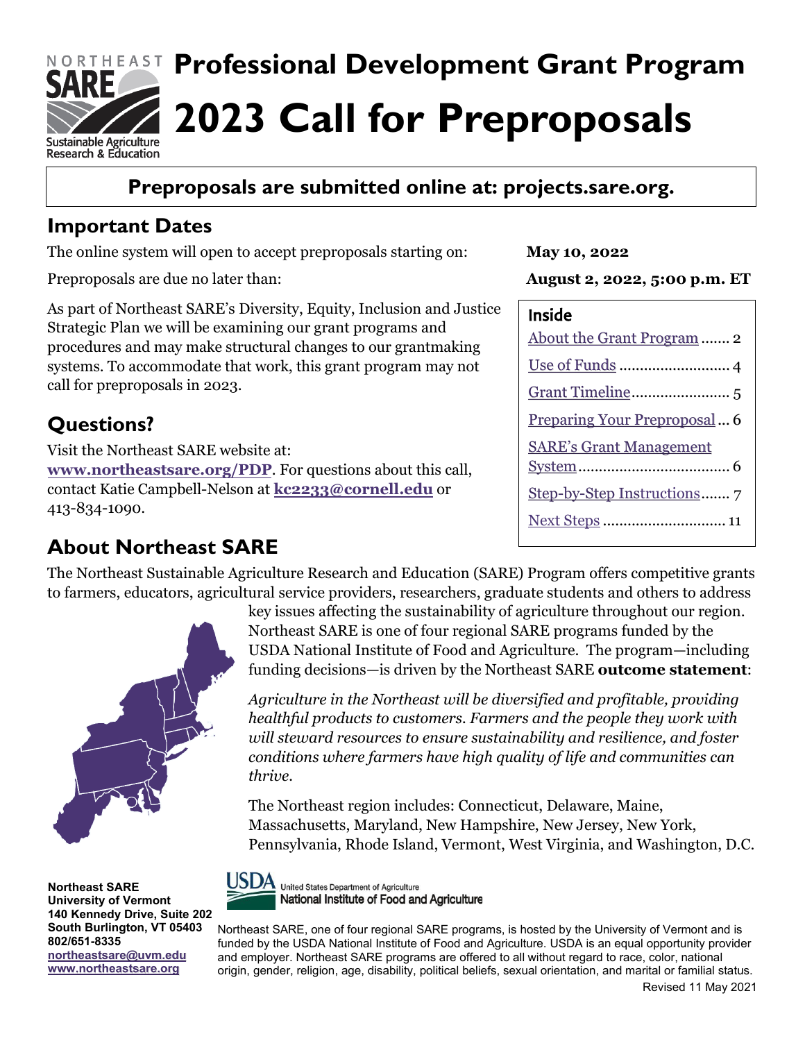# Professional Development Grant Program

# 2023 Call for Preproposals

**Preproposals are submitted online at: projects.sare.org.**

## Important Dates

The online system will open to accept preproposals starting on: **May 10, 2022**

Preproposals are due no later than: **August 2, 2022, 5:00 p.m. ET**

As part of Northeast SARE's Diversity, Equity, Inclusion and Justice Strategic Plan we will be examining our grant programs and procedures and may make structural changes to our grantmaking systems. To accommodate that work, this grant program may not call for preproposals in 2023.

### Inside

- About the Grant Program ....... 2
- Use of Funds ........................... 4
- Grant Timeline......................... 5
- Preparing Your Preproposal ... 6
- SARE's Grant Management System.................................... 6
- Step-by-Step Instructions....... 7
- Next Steps .............................. 11

## Questions?

Visit the Northeast SARE website at: **www.northeastsare.org/PDP**. For questions about this call, contact Katie Campbell-Nelson at **kc2233@cornell.edu** or 413-834-1090.

## About Northeast SARE

The Northeast Sustainable Agriculture Research and Education (SARE) Program offers competitive grants to farmers, educators, agricultural service providers, researchers, graduate students and others to address key issues affecting the sustainability of agriculture throughout our region. Northeast SARE is one of four regional SARE programs funded by the USDA National Institute of Food and Agriculture. The program—including funding decisions—is driven by the Northeast SARE **outcome statement**:

*Agriculture in the Northeast will be diversified and profitable, providing healthful products to customers. Farmers and the people they work with will steward resources to ensure sustainability and resilience, and foster conditions where farmers have high quality of life and communities can thrive.*

The Northeast region includes: Connecticut, Delaware, Maine, Massachusetts, Maryland, New Hampshire, New Jersey, New York, Pennsylvania, Rhode Island, Vermont, West Virginia, and Washington, D.C.

**Northeast SARE**
**University of Vermont**
**140 Kennedy Drive, Suite 202**
**South Burlington, VT 05403**
**802/651-8335**
**northeastsare@uvm.edu**
**www.northeastsare.org**

United States Department of Agriculture
National Institute of Food and Agriculture

Northeast SARE, one of four regional SARE programs, is hosted by the University of Vermont and is funded by the USDA National Institute of Food and Agriculture. USDA is an equal opportunity provider and employer. Northeast SARE programs are offered to all without regard to race, color, national origin, gender, religion, age, disability, political beliefs, sexual orientation, and marital or familial status.

Revised 11 May 2021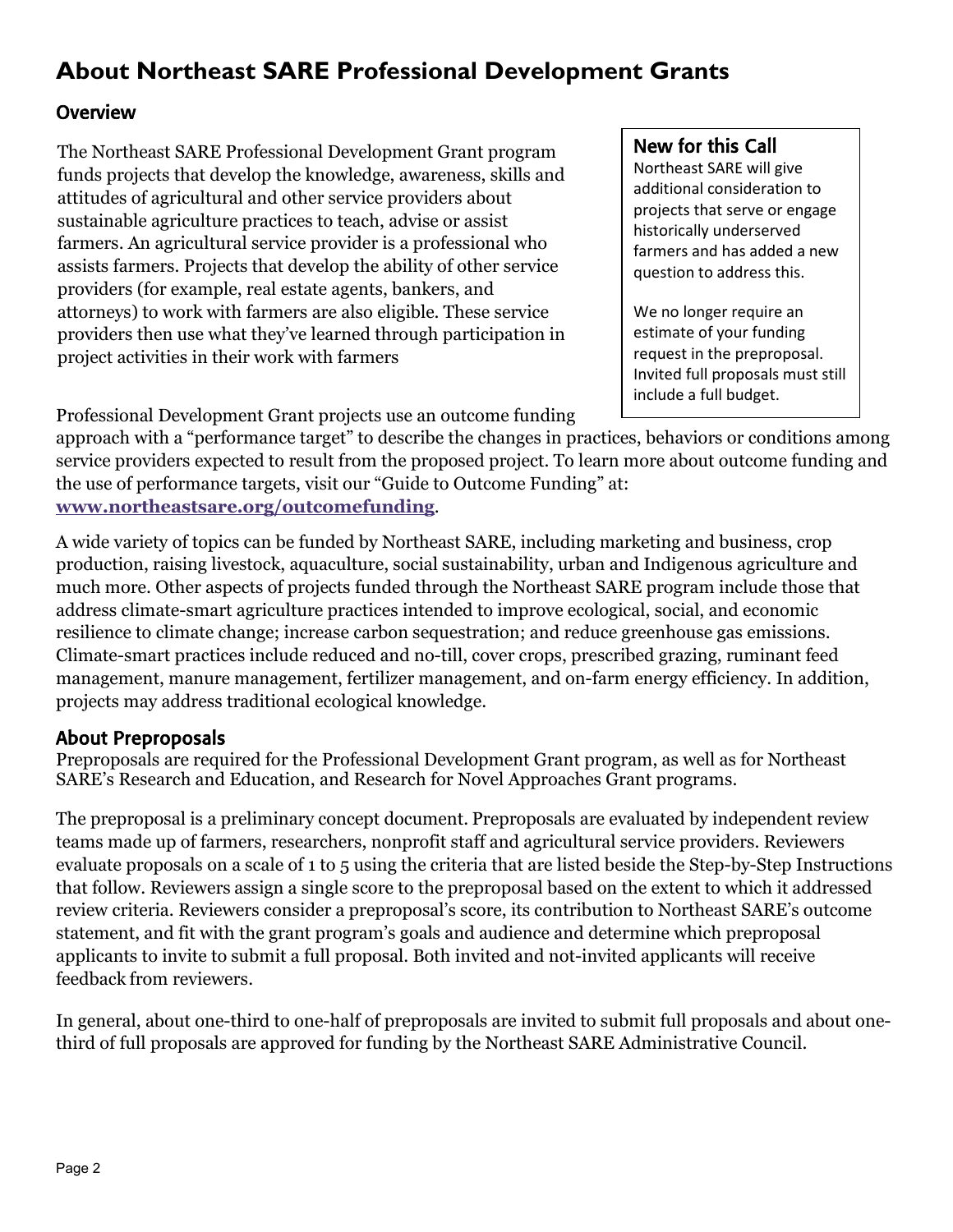# About Northeast SARE Professional Development Grants

## Overview

The Northeast SARE Professional Development Grant program funds projects that develop the knowledge, awareness, skills and attitudes of agricultural and other service providers about sustainable agriculture practices to teach, advise or assist farmers. An agricultural service provider is a professional who assists farmers. Projects that develop the ability of other service providers (for example, real estate agents, bankers, and attorneys) to work with farmers are also eligible. These service providers then use what they've learned through participation in project activities in their work with farmers

### New for this Call

Northeast SARE will give additional consideration to projects that serve or engage historically underserved farmers and has added a new question to address this.

We no longer require an estimate of your funding request in the preproposal. Invited full proposals must still include a full budget.

Professional Development Grant projects use an outcome funding approach with a "performance target" to describe the changes in practices, behaviors or conditions among service providers expected to result from the proposed project. To learn more about outcome funding and the use of performance targets, visit our "Guide to Outcome Funding" at: **www.northeastsare.org/outcomefunding**.

A wide variety of topics can be funded by Northeast SARE, including marketing and business, crop production, raising livestock, aquaculture, social sustainability, urban and Indigenous agriculture and much more. Other aspects of projects funded through the Northeast SARE program include those that address climate-smart agriculture practices intended to improve ecological, social, and economic resilience to climate change; increase carbon sequestration; and reduce greenhouse gas emissions. Climate-smart practices include reduced and no-till, cover crops, prescribed grazing, ruminant feed management, manure management, fertilizer management, and on-farm energy efficiency. In addition, projects may address traditional ecological knowledge.

## About Preproposals

Preproposals are required for the Professional Development Grant program, as well as for Northeast SARE's Research and Education, and Research for Novel Approaches Grant programs.

The preproposal is a preliminary concept document. Preproposals are evaluated by independent review teams made up of farmers, researchers, nonprofit staff and agricultural service providers. Reviewers evaluate proposals on a scale of 1 to 5 using the criteria that are listed beside the Step-by-Step Instructions that follow. Reviewers assign a single score to the preproposal based on the extent to which it addressed review criteria. Reviewers consider a preproposal's score, its contribution to Northeast SARE's outcome statement, and fit with the grant program's goals and audience and determine which preproposal applicants to invite to submit a full proposal. Both invited and not-invited applicants will receive feedback from reviewers.

In general, about one-third to one-half of preproposals are invited to submit full proposals and about one-third of full proposals are approved for funding by the Northeast SARE Administrative Council.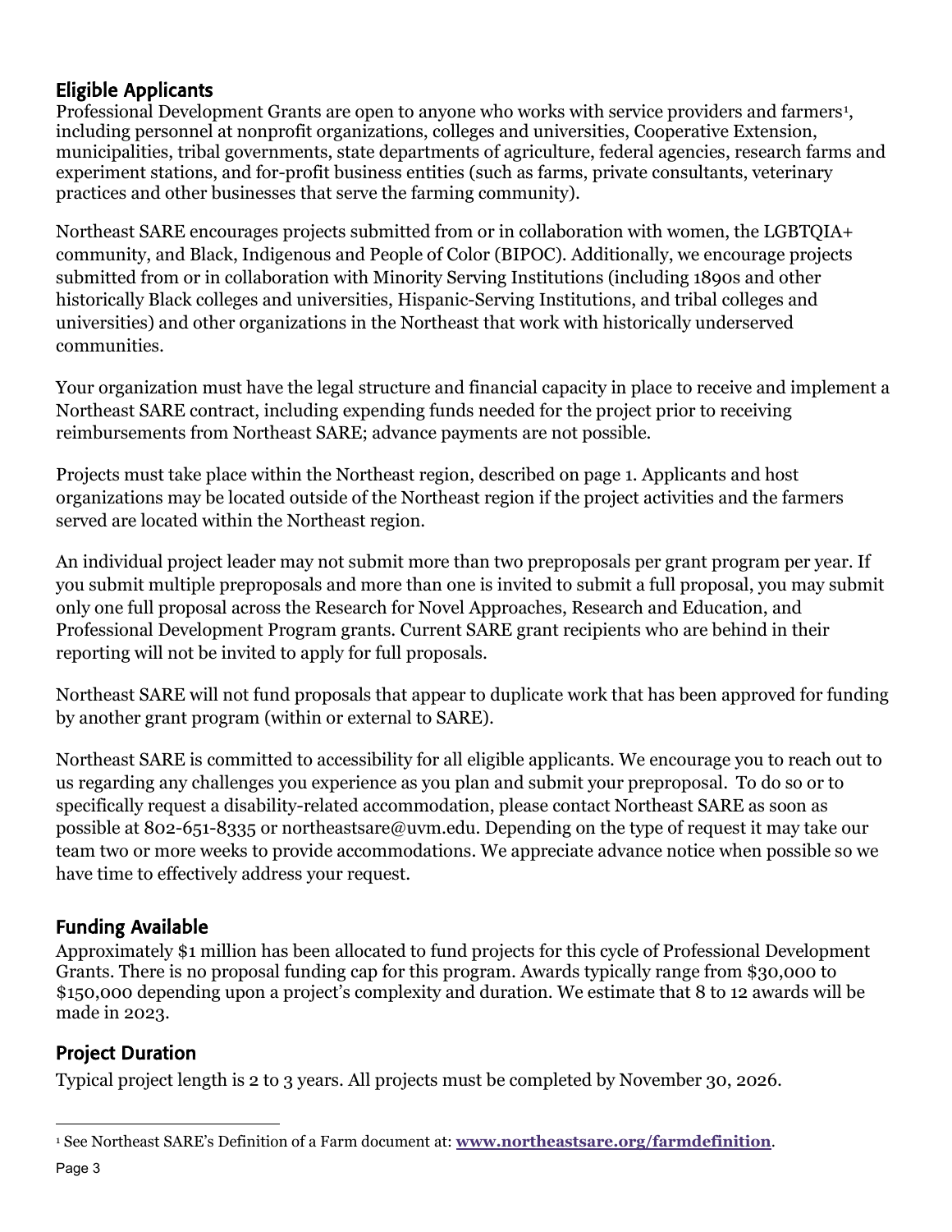## Eligible Applicants

Professional Development Grants are open to anyone who works with service providers and farmers[1], including personnel at nonprofit organizations, colleges and universities, Cooperative Extension, municipalities, tribal governments, state departments of agriculture, federal agencies, research farms and experiment stations, and for-profit business entities (such as farms, private consultants, veterinary practices and other businesses that serve the farming community).

Northeast SARE encourages projects submitted from or in collaboration with women, the LGBTQIA+ community, and Black, Indigenous and People of Color (BIPOC). Additionally, we encourage projects submitted from or in collaboration with Minority Serving Institutions (including 1890s and other historically Black colleges and universities, Hispanic-Serving Institutions, and tribal colleges and universities) and other organizations in the Northeast that work with historically underserved communities.

Your organization must have the legal structure and financial capacity in place to receive and implement a Northeast SARE contract, including expending funds needed for the project prior to receiving reimbursements from Northeast SARE; advance payments are not possible.

Projects must take place within the Northeast region, described on page 1. Applicants and host organizations may be located outside of the Northeast region if the project activities and the farmers served are located within the Northeast region.

An individual project leader may not submit more than two preproposals per grant program per year. If you submit multiple preproposals and more than one is invited to submit a full proposal, you may submit only one full proposal across the Research for Novel Approaches, Research and Education, and Professional Development Program grants. Current SARE grant recipients who are behind in their reporting will not be invited to apply for full proposals.

Northeast SARE will not fund proposals that appear to duplicate work that has been approved for funding by another grant program (within or external to SARE).

Northeast SARE is committed to accessibility for all eligible applicants. We encourage you to reach out to us regarding any challenges you experience as you plan and submit your preproposal. To do so or to specifically request a disability-related accommodation, please contact Northeast SARE as soon as possible at 802-651-8335 or northeastsare@uvm.edu. Depending on the type of request it may take our team two or more weeks to provide accommodations. We appreciate advance notice when possible so we have time to effectively address your request.

## Funding Available

Approximately $1 million has been allocated to fund projects for this cycle of Professional Development Grants. There is no proposal funding cap for this program. Awards typically range from $30,000 to $150,000 depending upon a project's complexity and duration. We estimate that 8 to 12 awards will be made in 2023.

## Project Duration

Typical project length is 2 to 3 years. All projects must be completed by November 30, 2026.

---

[1] See Northeast SARE's Definition of a Farm document at: **www.northeastsare.org/farmdefinition**.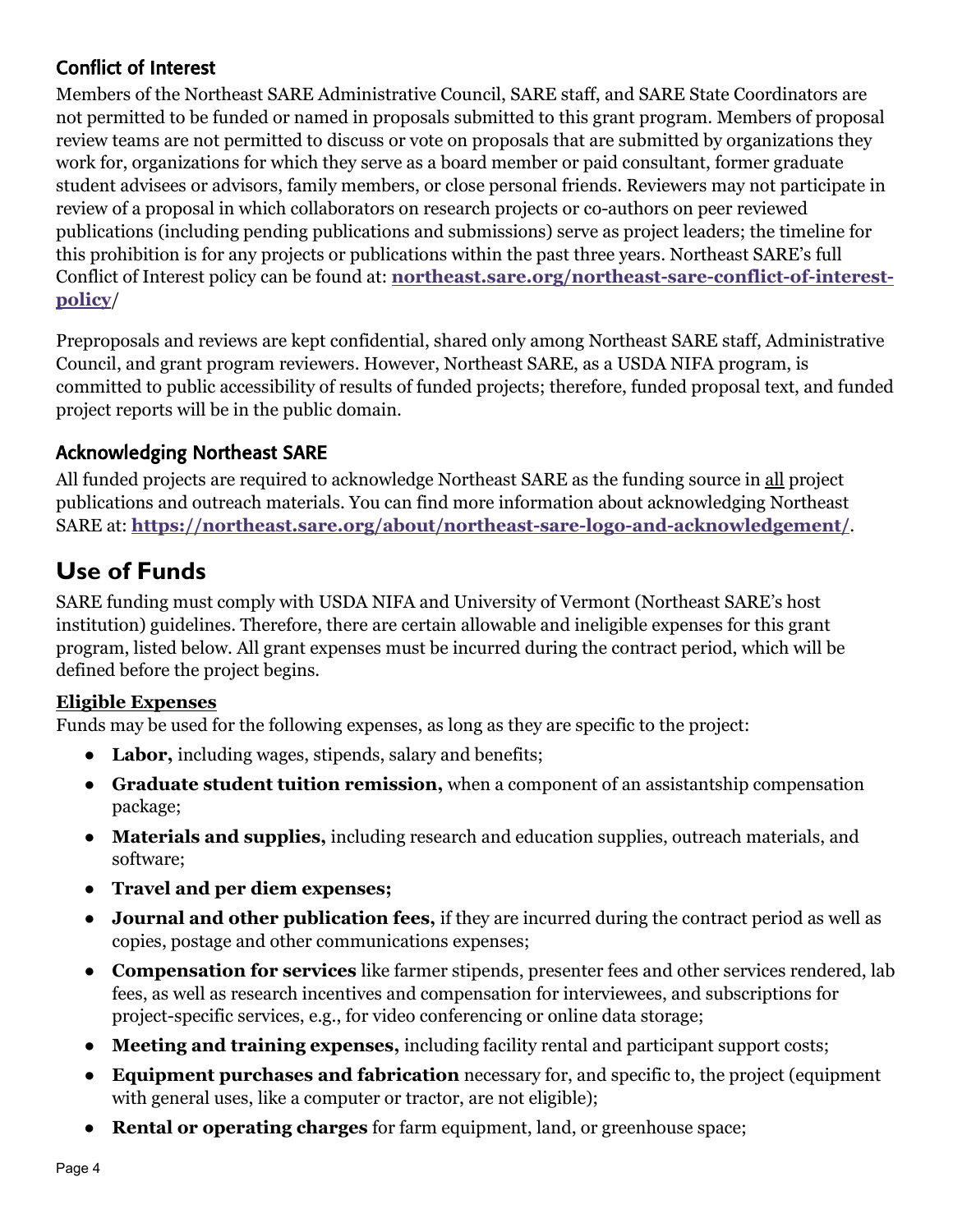### Conflict of Interest

Members of the Northeast SARE Administrative Council, SARE staff, and SARE State Coordinators are not permitted to be funded or named in proposals submitted to this grant program. Members of proposal review teams are not permitted to discuss or vote on proposals that are submitted by organizations they work for, organizations for which they serve as a board member or paid consultant, former graduate student advisees or advisors, family members, or close personal friends. Reviewers may not participate in review of a proposal in which collaborators on research projects or co-authors on peer reviewed publications (including pending publications and submissions) serve as project leaders; the timeline for this prohibition is for any projects or publications within the past three years. Northeast SARE's full Conflict of Interest policy can be found at: **northeast.sare.org/northeast-sare-conflict-of-interest-policy**/

Preproposals and reviews are kept confidential, shared only among Northeast SARE staff, Administrative Council, and grant program reviewers. However, Northeast SARE, as a USDA NIFA program, is committed to public accessibility of results of funded projects; therefore, funded proposal text, and funded project reports will be in the public domain.

### Acknowledging Northeast SARE

All funded projects are required to acknowledge Northeast SARE as the funding source in all project publications and outreach materials. You can find more information about acknowledging Northeast SARE at: **https://northeast.sare.org/about/northeast-sare-logo-and-acknowledgement/**.

## Use of Funds

SARE funding must comply with USDA NIFA and University of Vermont (Northeast SARE's host institution) guidelines. Therefore, there are certain allowable and ineligible expenses for this grant program, listed below. All grant expenses must be incurred during the contract period, which will be defined before the project begins.

**Eligible Expenses**

Funds may be used for the following expenses, as long as they are specific to the project:

- **Labor,** including wages, stipends, salary and benefits;
- **Graduate student tuition remission,** when a component of an assistantship compensation package;
- **Materials and supplies,** including research and education supplies, outreach materials, and software;
- **Travel and per diem expenses;**
- **Journal and other publication fees,** if they are incurred during the contract period as well as copies, postage and other communications expenses;
- **Compensation for services** like farmer stipends, presenter fees and other services rendered, lab fees, as well as research incentives and compensation for interviewees, and subscriptions for project-specific services, e.g., for video conferencing or online data storage;
- **Meeting and training expenses,** including facility rental and participant support costs;
- **Equipment purchases and fabrication** necessary for, and specific to, the project (equipment with general uses, like a computer or tractor, are not eligible);
- **Rental or operating charges** for farm equipment, land, or greenhouse space;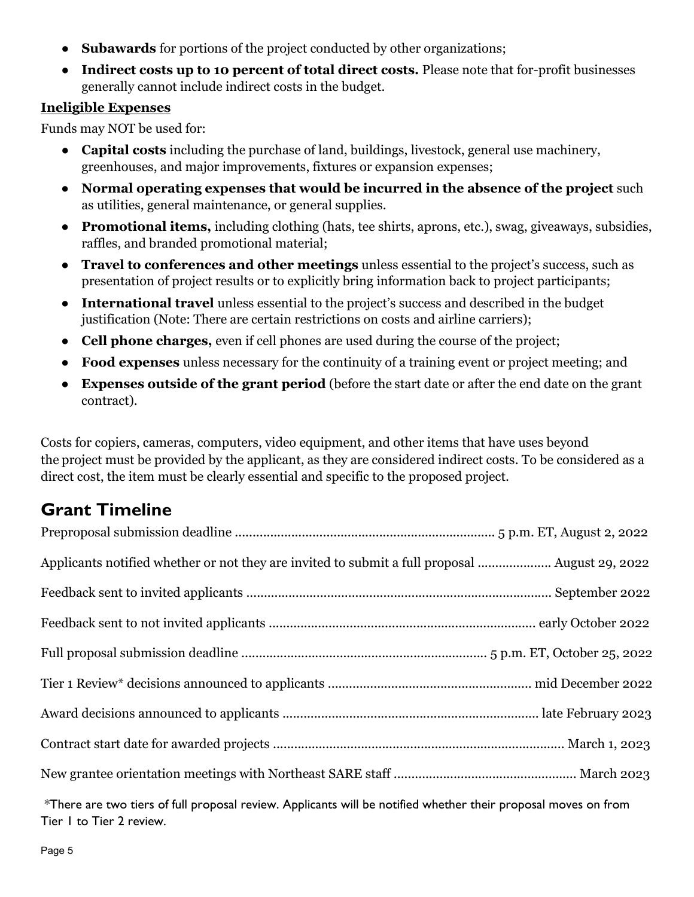- **Subawards** for portions of the project conducted by other organizations;
- **Indirect costs up to 10 percent of total direct costs.** Please note that for-profit businesses generally cannot include indirect costs in the budget.

**Ineligible Expenses**

Funds may NOT be used for:

- **Capital costs** including the purchase of land, buildings, livestock, general use machinery, greenhouses, and major improvements, fixtures or expansion expenses;
- **Normal operating expenses that would be incurred in the absence of the project** such as utilities, general maintenance, or general supplies.
- **Promotional items,** including clothing (hats, tee shirts, aprons, etc.), swag, giveaways, subsidies, raffles, and branded promotional material;
- **Travel to conferences and other meetings** unless essential to the project's success, such as presentation of project results or to explicitly bring information back to project participants;
- **International travel** unless essential to the project's success and described in the budget justification (Note: There are certain restrictions on costs and airline carriers);
- **Cell phone charges,** even if cell phones are used during the course of the project;
- **Food expenses** unless necessary for the continuity of a training event or project meeting; and
- **Expenses outside of the grant period** (before the start date or after the end date on the grant contract).

Costs for copiers, cameras, computers, video equipment, and other items that have uses beyond the project must be provided by the applicant, as they are considered indirect costs. To be considered as a direct cost, the item must be clearly essential and specific to the proposed project.

## Grant Timeline

Preproposal submission deadline ........................................................................ 5 p.m. ET, August 2, 2022

Applicants notified whether or not they are invited to submit a full proposal .................... August 29, 2022

Feedback sent to invited applicants ...................................................................................... September 2022

Feedback sent to not invited applicants ........................................................................... early October 2022

Full proposal submission deadline ..................................................................... 5 p.m. ET, October 25, 2022

Tier 1 Review* decisions announced to applicants ......................................................... mid December 2022

Award decisions announced to applicants ........................................................................ late February 2023

Contract start date for awarded projects .................................................................................. March 1, 2023

New grantee orientation meetings with Northeast SARE staff ................................................... March 2023

*There are two tiers of full proposal review. Applicants will be notified whether their proposal moves on from Tier 1 to Tier 2 review.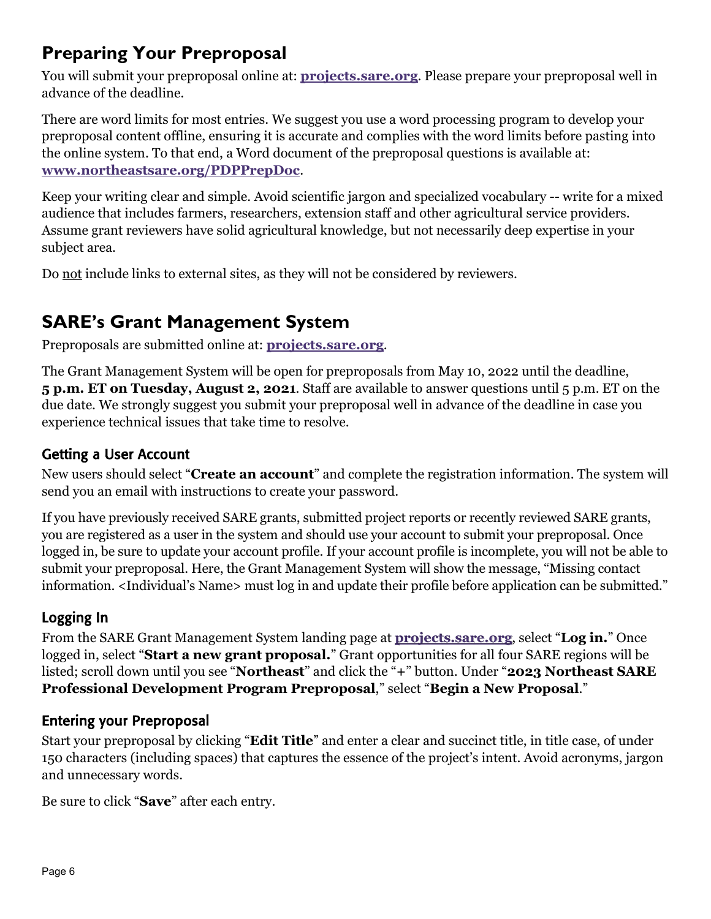## Preparing Your Preproposal

You will submit your preproposal online at: **[projects.sare.org](projects.sare.org)**. Please prepare your preproposal well in advance of the deadline.

There are word limits for most entries. We suggest you use a word processing program to develop your preproposal content offline, ensuring it is accurate and complies with the word limits before pasting into the online system. To that end, a Word document of the preproposal questions is available at: **[www.northeastsare.org/PDPPrepDoc](www.northeastsare.org/PDPPrepDoc)**.

Keep your writing clear and simple. Avoid scientific jargon and specialized vocabulary -- write for a mixed audience that includes farmers, researchers, extension staff and other agricultural service providers. Assume grant reviewers have solid agricultural knowledge, but not necessarily deep expertise in your subject area.

Do <u>not</u> include links to external sites, as they will not be considered by reviewers.

## SARE's Grant Management System

Preproposals are submitted online at: **[projects.sare.org](projects.sare.org)**.

The Grant Management System will be open for preproposals from May 10, 2022 until the deadline, **5 p.m. ET on Tuesday, August 2, 2021**. Staff are available to answer questions until 5 p.m. ET on the due date. We strongly suggest you submit your preproposal well in advance of the deadline in case you experience technical issues that take time to resolve.

### Getting a User Account

New users should select "**Create an account**" and complete the registration information. The system will send you an email with instructions to create your password.

If you have previously received SARE grants, submitted project reports or recently reviewed SARE grants, you are registered as a user in the system and should use your account to submit your preproposal. Once logged in, be sure to update your account profile. If your account profile is incomplete, you will not be able to submit your preproposal. Here, the Grant Management System will show the message, "Missing contact information. <Individual's Name> must log in and update their profile before application can be submitted."

### Logging In

From the SARE Grant Management System landing page at **[projects.sare.org](projects.sare.org)**, select "**Log in.**" Once logged in, select "**Start a new grant proposal.**" Grant opportunities for all four SARE regions will be listed; scroll down until you see "**Northeast**" and click the "+" button. Under "**2023 Northeast SARE Professional Development Program Preproposal**," select "**Begin a New Proposal**."

### Entering your Preproposal

Start your preproposal by clicking "**Edit Title**" and enter a clear and succinct title, in title case, of under 150 characters (including spaces) that captures the essence of the project's intent. Avoid acronyms, jargon and unnecessary words.

Be sure to click "**Save**" after each entry.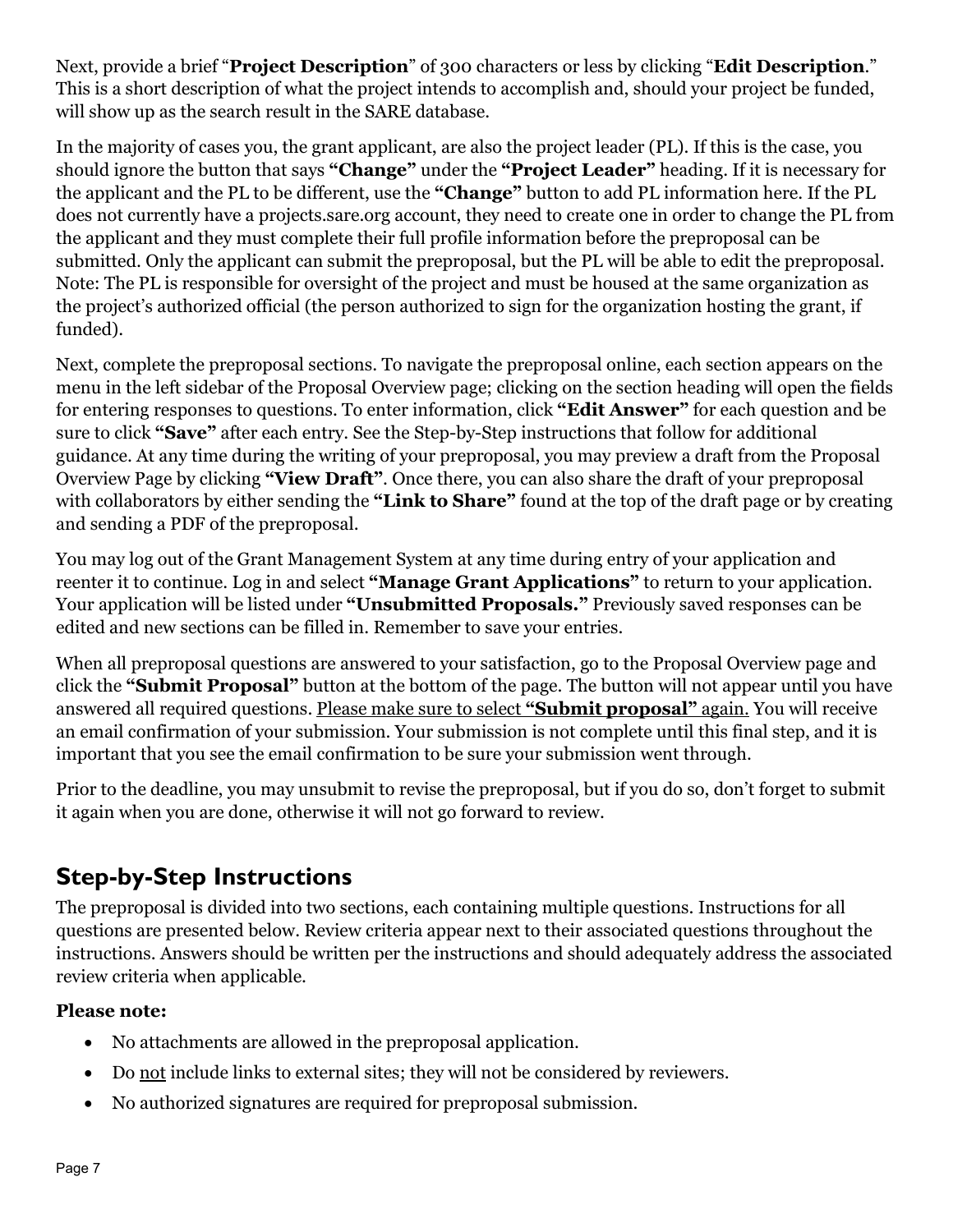Next, provide a brief "**Project Description**" of 300 characters or less by clicking "**Edit Description**." This is a short description of what the project intends to accomplish and, should your project be funded, will show up as the search result in the SARE database.

In the majority of cases you, the grant applicant, are also the project leader (PL). If this is the case, you should ignore the button that says **"Change"** under the **"Project Leader"** heading. If it is necessary for the applicant and the PL to be different, use the **"Change"** button to add PL information here. If the PL does not currently have a projects.sare.org account, they need to create one in order to change the PL from the applicant and they must complete their full profile information before the preproposal can be submitted. Only the applicant can submit the preproposal, but the PL will be able to edit the preproposal. Note: The PL is responsible for oversight of the project and must be housed at the same organization as the project's authorized official (the person authorized to sign for the organization hosting the grant, if funded).

Next, complete the preproposal sections. To navigate the preproposal online, each section appears on the menu in the left sidebar of the Proposal Overview page; clicking on the section heading will open the fields for entering responses to questions. To enter information, click **"Edit Answer"** for each question and be sure to click **"Save"** after each entry. See the Step-by-Step instructions that follow for additional guidance. At any time during the writing of your preproposal, you may preview a draft from the Proposal Overview Page by clicking **"View Draft"**. Once there, you can also share the draft of your preproposal with collaborators by either sending the **"Link to Share"** found at the top of the draft page or by creating and sending a PDF of the preproposal.

You may log out of the Grant Management System at any time during entry of your application and reenter it to continue. Log in and select **"Manage Grant Applications"** to return to your application. Your application will be listed under **"Unsubmitted Proposals."** Previously saved responses can be edited and new sections can be filled in. Remember to save your entries.

When all preproposal questions are answered to your satisfaction, go to the Proposal Overview page and click the **"Submit Proposal"** button at the bottom of the page. The button will not appear until you have answered all required questions. Please make sure to select **"Submit proposal"** again. You will receive an email confirmation of your submission. Your submission is not complete until this final step, and it is important that you see the email confirmation to be sure your submission went through.

Prior to the deadline, you may unsubmit to revise the preproposal, but if you do so, don't forget to submit it again when you are done, otherwise it will not go forward to review.

## Step-by-Step Instructions

The preproposal is divided into two sections, each containing multiple questions. Instructions for all questions are presented below. Review criteria appear next to their associated questions throughout the instructions. Answers should be written per the instructions and should adequately address the associated review criteria when applicable.

**Please note:**

- No attachments are allowed in the preproposal application.
- Do not include links to external sites; they will not be considered by reviewers.
- No authorized signatures are required for preproposal submission.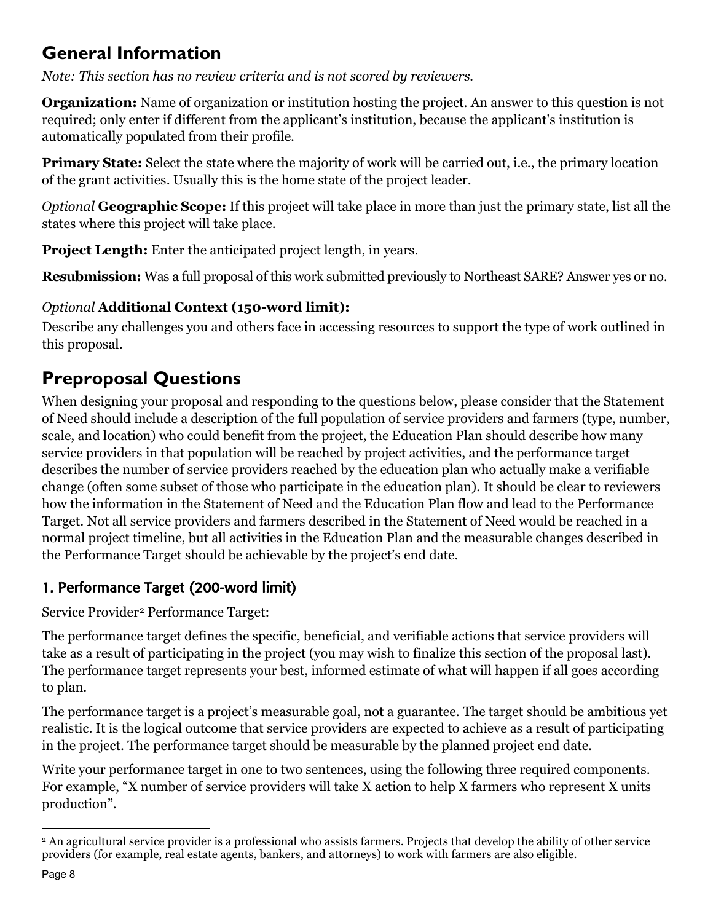## General Information

*Note: This section has no review criteria and is not scored by reviewers.*

**Organization:** Name of organization or institution hosting the project. An answer to this question is not required; only enter if different from the applicant's institution, because the applicant's institution is automatically populated from their profile.

**Primary State:** Select the state where the majority of work will be carried out, i.e., the primary location of the grant activities. Usually this is the home state of the project leader.

*Optional* **Geographic Scope:** If this project will take place in more than just the primary state, list all the states where this project will take place.

**Project Length:** Enter the anticipated project length, in years.

**Resubmission:** Was a full proposal of this work submitted previously to Northeast SARE? Answer yes or no.

*Optional* **Additional Context (150-word limit):**

Describe any challenges you and others face in accessing resources to support the type of work outlined in this proposal.

## Preproposal Questions

When designing your proposal and responding to the questions below, please consider that the Statement of Need should include a description of the full population of service providers and farmers (type, number, scale, and location) who could benefit from the project, the Education Plan should describe how many service providers in that population will be reached by project activities, and the performance target describes the number of service providers reached by the education plan who actually make a verifiable change (often some subset of those who participate in the education plan). It should be clear to reviewers how the information in the Statement of Need and the Education Plan flow and lead to the Performance Target. Not all service providers and farmers described in the Statement of Need would be reached in a normal project timeline, but all activities in the Education Plan and the measurable changes described in the Performance Target should be achievable by the project's end date.

### 1. Performance Target (200-word limit)

Service Provider[2] Performance Target:

The performance target defines the specific, beneficial, and verifiable actions that service providers will take as a result of participating in the project (you may wish to finalize this section of the proposal last). The performance target represents your best, informed estimate of what will happen if all goes according to plan.

The performance target is a project's measurable goal, not a guarantee. The target should be ambitious yet realistic. It is the logical outcome that service providers are expected to achieve as a result of participating in the project. The performance target should be measurable by the planned project end date.

Write your performance target in one to two sentences, using the following three required components. For example, "X number of service providers will take X action to help X farmers who represent X units production".

[2] An agricultural service provider is a professional who assists farmers. Projects that develop the ability of other service providers (for example, real estate agents, bankers, and attorneys) to work with farmers are also eligible.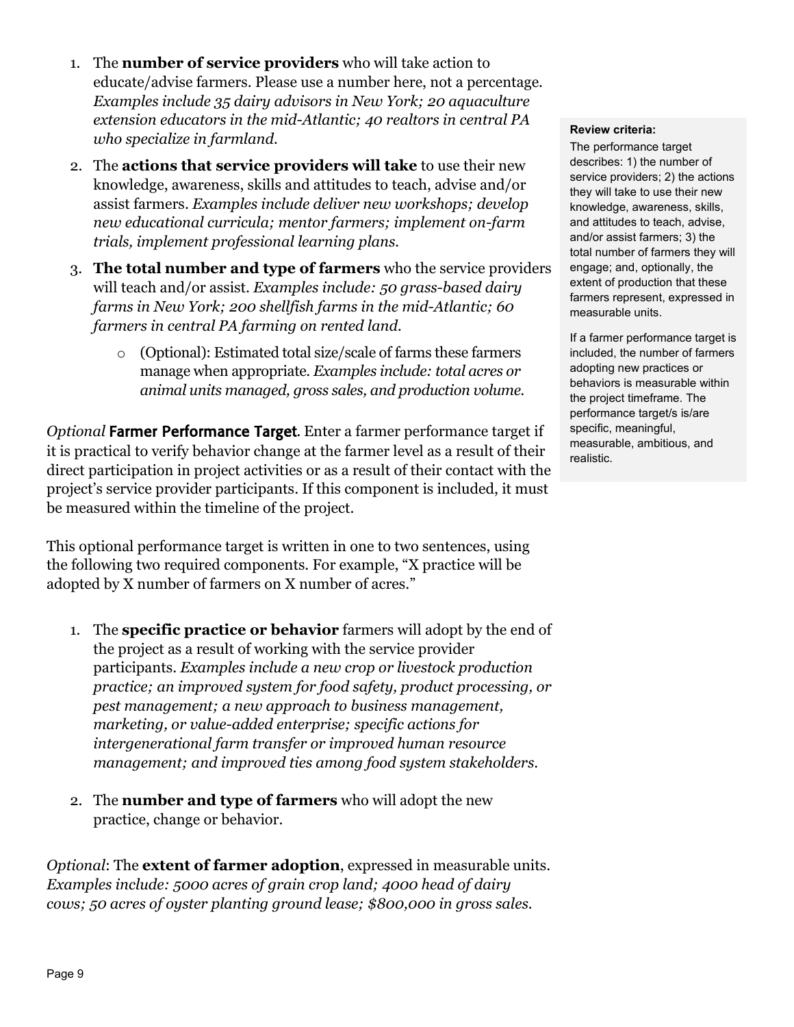1. The **number of service providers** who will take action to educate/advise farmers. Please use a number here, not a percentage. *Examples include 35 dairy advisors in New York; 20 aquaculture extension educators in the mid-Atlantic; 40 realtors in central PA who specialize in farmland.*
2. The **actions that service providers will take** to use their new knowledge, awareness, skills and attitudes to teach, advise and/or assist farmers. *Examples include deliver new workshops; develop new educational curricula; mentor farmers; implement on-farm trials, implement professional learning plans.*
3. **The total number and type of farmers** who the service providers will teach and/or assist. *Examples include: 50 grass-based dairy farms in New York; 200 shellfish farms in the mid-Atlantic; 60 farmers in central PA farming on rented land.*
    - (Optional): Estimated total size/scale of farms these farmers manage when appropriate. *Examples include: total acres or animal units managed, gross sales, and production volume.*

> **Review criteria:**
>
> The performance target describes: 1) the number of service providers; 2) the actions they will take to use their new knowledge, awareness, skills, and attitudes to teach, advise, and/or assist farmers; 3) the total number of farmers they will engage; and, optionally, the extent of production that these farmers represent, expressed in measurable units.
>
> If a farmer performance target is included, the number of farmers adopting new practices or behaviors is measurable within the project timeframe. The performance target/s is/are specific, meaningful, measurable, ambitious, and realistic.

*Optional* **Farmer Performance Target**. Enter a farmer performance target if it is practical to verify behavior change at the farmer level as a result of their direct participation in project activities or as a result of their contact with the project's service provider participants. If this component is included, it must be measured within the timeline of the project.

This optional performance target is written in one to two sentences, using the following two required components. For example, "X practice will be adopted by X number of farmers on X number of acres."

1. The **specific practice or behavior** farmers will adopt by the end of the project as a result of working with the service provider participants. *Examples include a new crop or livestock production practice; an improved system for food safety, product processing, or pest management; a new approach to business management, marketing, or value-added enterprise; specific actions for intergenerational farm transfer or improved human resource management; and improved ties among food system stakeholders.*
2. The **number and type of farmers** who will adopt the new practice, change or behavior.

*Optional*: The **extent of farmer adoption**, expressed in measurable units. *Examples include: 5000 acres of grain crop land; 4000 head of dairy cows; 50 acres of oyster planting ground lease; $800,000 in gross sales.*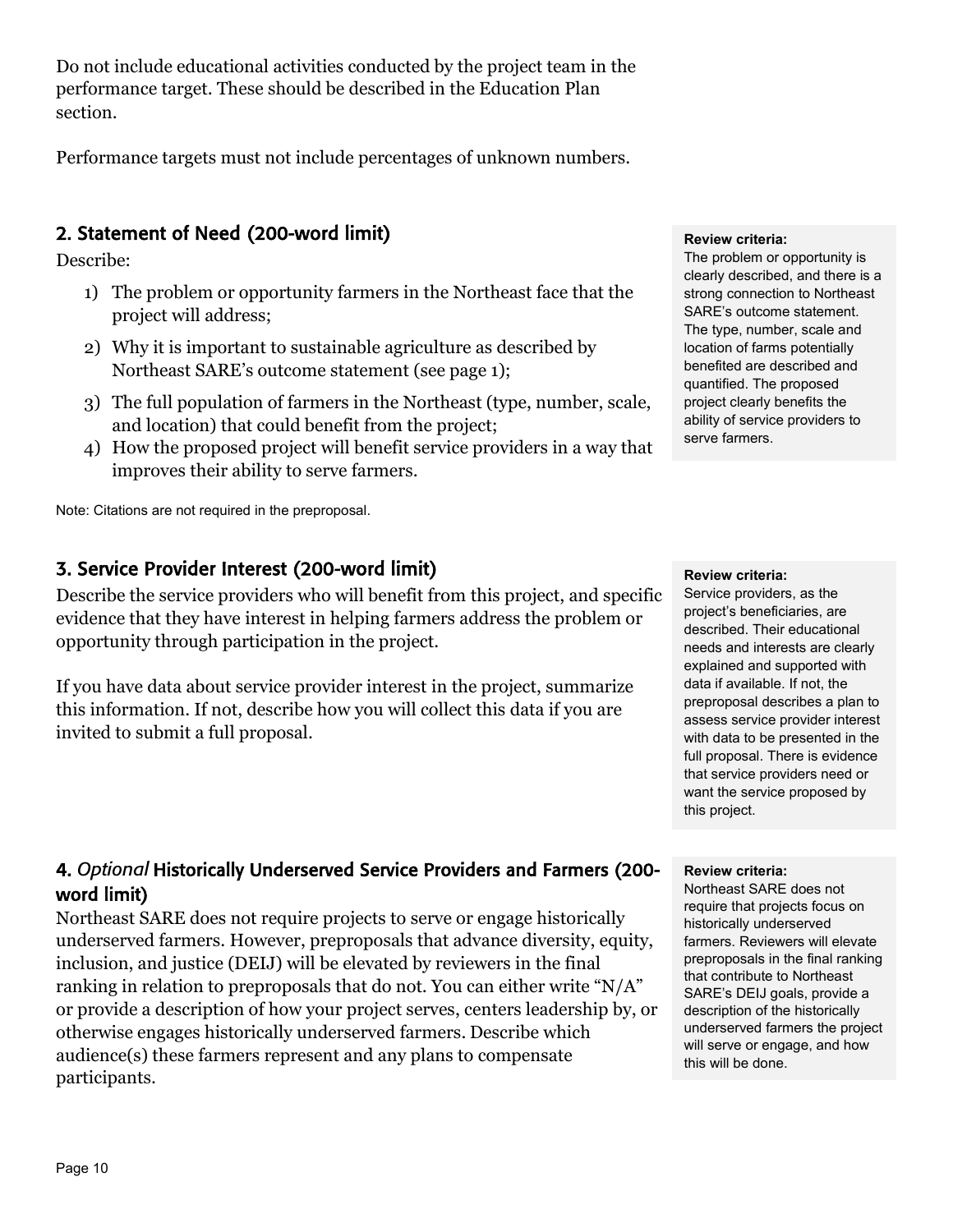Do not include educational activities conducted by the project team in the performance target. These should be described in the Education Plan section.

Performance targets must not include percentages of unknown numbers.

## 2. Statement of Need (200-word limit)

Describe:

1) The problem or opportunity farmers in the Northeast face that the project will address;
2) Why it is important to sustainable agriculture as described by Northeast SARE's outcome statement (see page 1);
3) The full population of farmers in the Northeast (type, number, scale, and location) that could benefit from the project;
4) How the proposed project will benefit service providers in a way that improves their ability to serve farmers.

Note: Citations are not required in the preproposal.

**Review criteria:**
The problem or opportunity is clearly described, and there is a strong connection to Northeast SARE's outcome statement. The type, number, scale and location of farms potentially benefited are described and quantified. The proposed project clearly benefits the ability of service providers to serve farmers.

## 3. Service Provider Interest (200-word limit)

Describe the service providers who will benefit from this project, and specific evidence that they have interest in helping farmers address the problem or opportunity through participation in the project.

If you have data about service provider interest in the project, summarize this information. If not, describe how you will collect this data if you are invited to submit a full proposal.

**Review criteria:**
Service providers, as the project's beneficiaries, are described. Their educational needs and interests are clearly explained and supported with data if available. If not, the preproposal describes a plan to assess service provider interest with data to be presented in the full proposal. There is evidence that service providers need or want the service proposed by this project.

## 4. *Optional* Historically Underserved Service Providers and Farmers (200-word limit)

Northeast SARE does not require projects to serve or engage historically underserved farmers. However, preproposals that advance diversity, equity, inclusion, and justice (DEIJ) will be elevated by reviewers in the final ranking in relation to preproposals that do not. You can either write "N/A" or provide a description of how your project serves, centers leadership by, or otherwise engages historically underserved farmers. Describe which audience(s) these farmers represent and any plans to compensate participants.

**Review criteria:**
Northeast SARE does not require that projects focus on historically underserved farmers. Reviewers will elevate preproposals in the final ranking that contribute to Northeast SARE's DEIJ goals, provide a description of the historically underserved farmers the project will serve or engage, and how this will be done.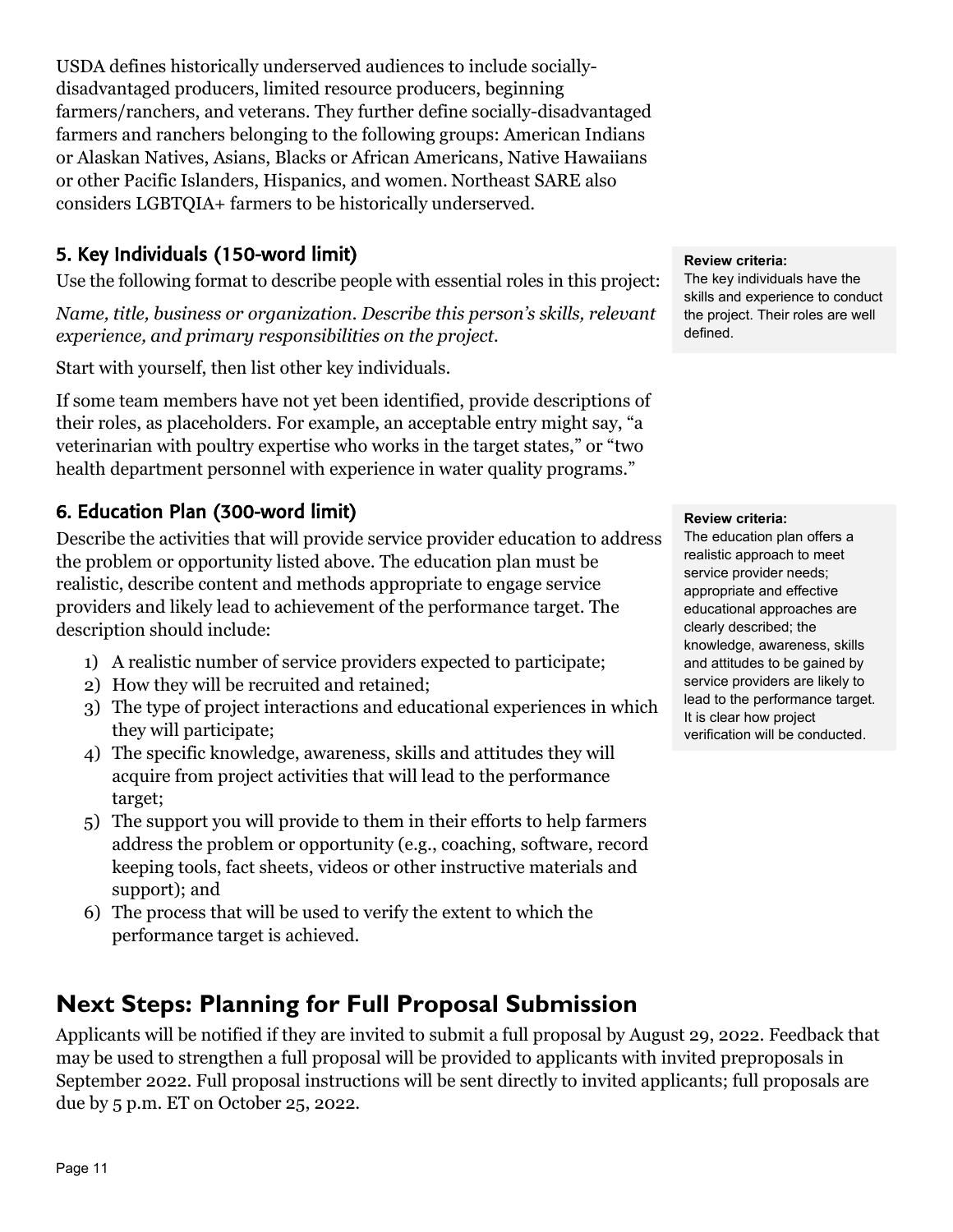USDA defines historically underserved audiences to include socially-disadvantaged producers, limited resource producers, beginning farmers/ranchers, and veterans. They further define socially-disadvantaged farmers and ranchers belonging to the following groups: American Indians or Alaskan Natives, Asians, Blacks or African Americans, Native Hawaiians or other Pacific Islanders, Hispanics, and women. Northeast SARE also considers LGBTQIA+ farmers to be historically underserved.

### 5. Key Individuals (150-word limit)

Use the following format to describe people with essential roles in this project:

*Name, title, business or organization. Describe this person's skills, relevant experience, and primary responsibilities on the project.*

Start with yourself, then list other key individuals.

If some team members have not yet been identified, provide descriptions of their roles, as placeholders. For example, an acceptable entry might say, "a veterinarian with poultry expertise who works in the target states," or "two health department personnel with experience in water quality programs."

**Review criteria:**
The key individuals have the skills and experience to conduct the project. Their roles are well defined.

### 6. Education Plan (300-word limit)

Describe the activities that will provide service provider education to address the problem or opportunity listed above. The education plan must be realistic, describe content and methods appropriate to engage service providers and likely lead to achievement of the performance target. The description should include:

1) A realistic number of service providers expected to participate;
2) How they will be recruited and retained;
3) The type of project interactions and educational experiences in which they will participate;
4) The specific knowledge, awareness, skills and attitudes they will acquire from project activities that will lead to the performance target;
5) The support you will provide to them in their efforts to help farmers address the problem or opportunity (e.g., coaching, software, record keeping tools, fact sheets, videos or other instructive materials and support); and
6) The process that will be used to verify the extent to which the performance target is achieved.

**Review criteria:**
The education plan offers a realistic approach to meet service provider needs; appropriate and effective educational approaches are clearly described; the knowledge, awareness, skills and attitudes to be gained by service providers are likely to lead to the performance target. It is clear how project verification will be conducted.

## Next Steps: Planning for Full Proposal Submission

Applicants will be notified if they are invited to submit a full proposal by August 29, 2022. Feedback that may be used to strengthen a full proposal will be provided to applicants with invited preproposals in September 2022. Full proposal instructions will be sent directly to invited applicants; full proposals are due by 5 p.m. ET on October 25, 2022.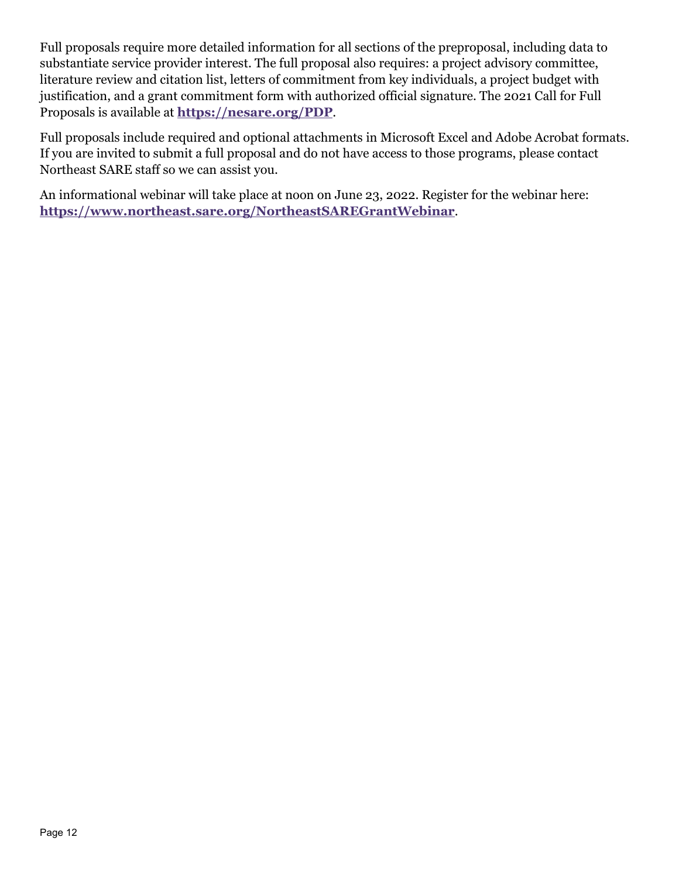Full proposals require more detailed information for all sections of the preproposal, including data to substantiate service provider interest. The full proposal also requires: a project advisory committee, literature review and citation list, letters of commitment from key individuals, a project budget with justification, and a grant commitment form with authorized official signature. The 2021 Call for Full Proposals is available at **https://nesare.org/PDP**.

Full proposals include required and optional attachments in Microsoft Excel and Adobe Acrobat formats. If you are invited to submit a full proposal and do not have access to those programs, please contact Northeast SARE staff so we can assist you.

An informational webinar will take place at noon on June 23, 2022. Register for the webinar here: **https://www.northeast.sare.org/NortheastSAREGrantWebinar**.